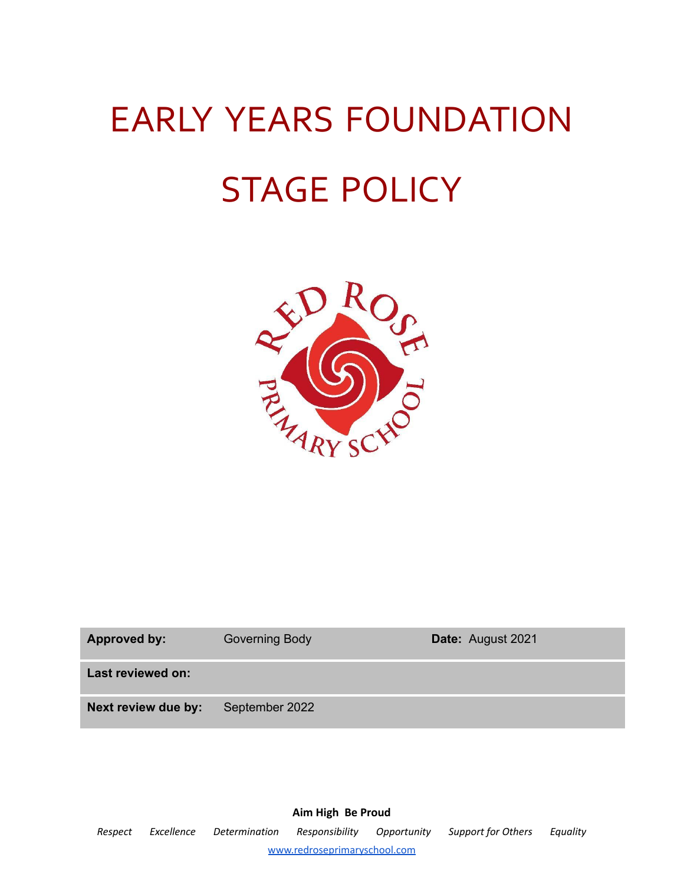# EARLY YEARS FOUNDATION STAGE POLICY

| **Approved by:** | Governing Body | **Date:** August 2021 |
|---|---|---|
| **Last reviewed on:** | | |
| **Next review due by:** | September 2022 | |

**Aim High Be Proud**

*Respect* *Excellence* *Determination* *Responsibility* *Opportunity* *Support for Others* *Equality*

www.redroseprimaryschool.com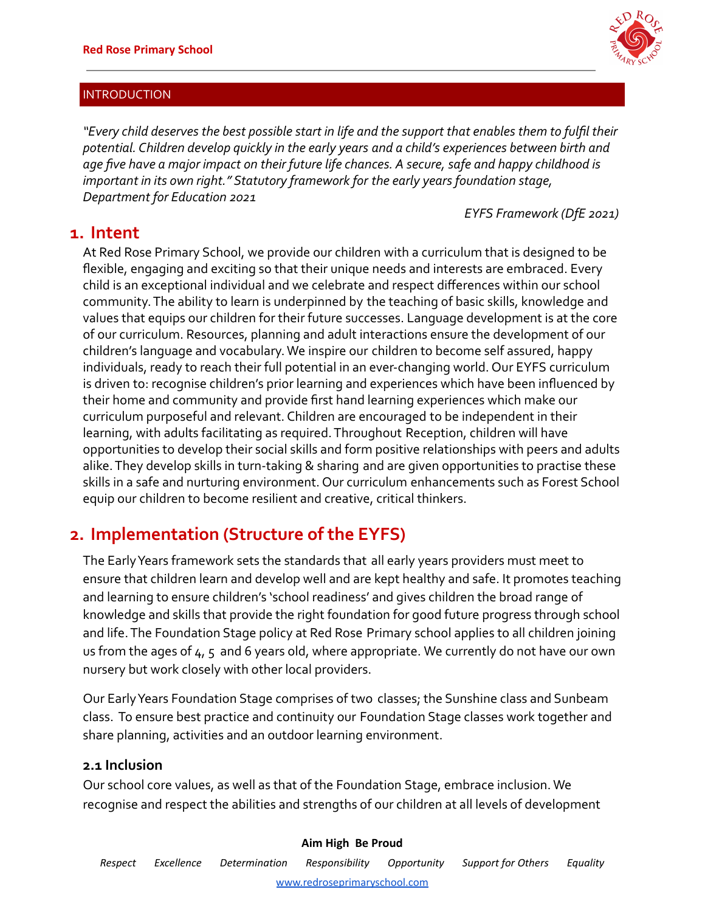## INTRODUCTION

*"Every child deserves the best possible start in life and the support that enables them to fulfil their potential. Children develop quickly in the early years and a child's experiences between birth and age five have a major impact on their future life chances. A secure, safe and happy childhood is important in its own right." Statutory framework for the early years foundation stage, Department for Education 2021*

*EYFS Framework (DfE 2021)*

# 1. Intent

At Red Rose Primary School, we provide our children with a curriculum that is designed to be flexible, engaging and exciting so that their unique needs and interests are embraced. Every child is an exceptional individual and we celebrate and respect differences within our school community. The ability to learn is underpinned by the teaching of basic skills, knowledge and values that equips our children for their future successes. Language development is at the core of our curriculum. Resources, planning and adult interactions ensure the development of our children's language and vocabulary. We inspire our children to become self assured, happy individuals, ready to reach their full potential in an ever-changing world. Our EYFS curriculum is driven to: recognise children's prior learning and experiences which have been influenced by their home and community and provide first hand learning experiences which make our curriculum purposeful and relevant. Children are encouraged to be independent in their learning, with adults facilitating as required. Throughout Reception, children will have opportunities to develop their social skills and form positive relationships with peers and adults alike. They develop skills in turn-taking & sharing and are given opportunities to practise these skills in a safe and nurturing environment. Our curriculum enhancements such as Forest School equip our children to become resilient and creative, critical thinkers.

# 2. Implementation (Structure of the EYFS)

The Early Years framework sets the standards that all early years providers must meet to ensure that children learn and develop well and are kept healthy and safe. It promotes teaching and learning to ensure children's 'school readiness' and gives children the broad range of knowledge and skills that provide the right foundation for good future progress through school and life. The Foundation Stage policy at Red Rose Primary school applies to all children joining us from the ages of 4, 5 and 6 years old, where appropriate. We currently do not have our own nursery but work closely with other local providers.

Our Early Years Foundation Stage comprises of two classes; the Sunshine class and Sunbeam class. To ensure best practice and continuity our Foundation Stage classes work together and share planning, activities and an outdoor learning environment.

### 2.1 Inclusion

Our school core values, as well as that of the Foundation Stage, embrace inclusion. We recognise and respect the abilities and strengths of our children at all levels of development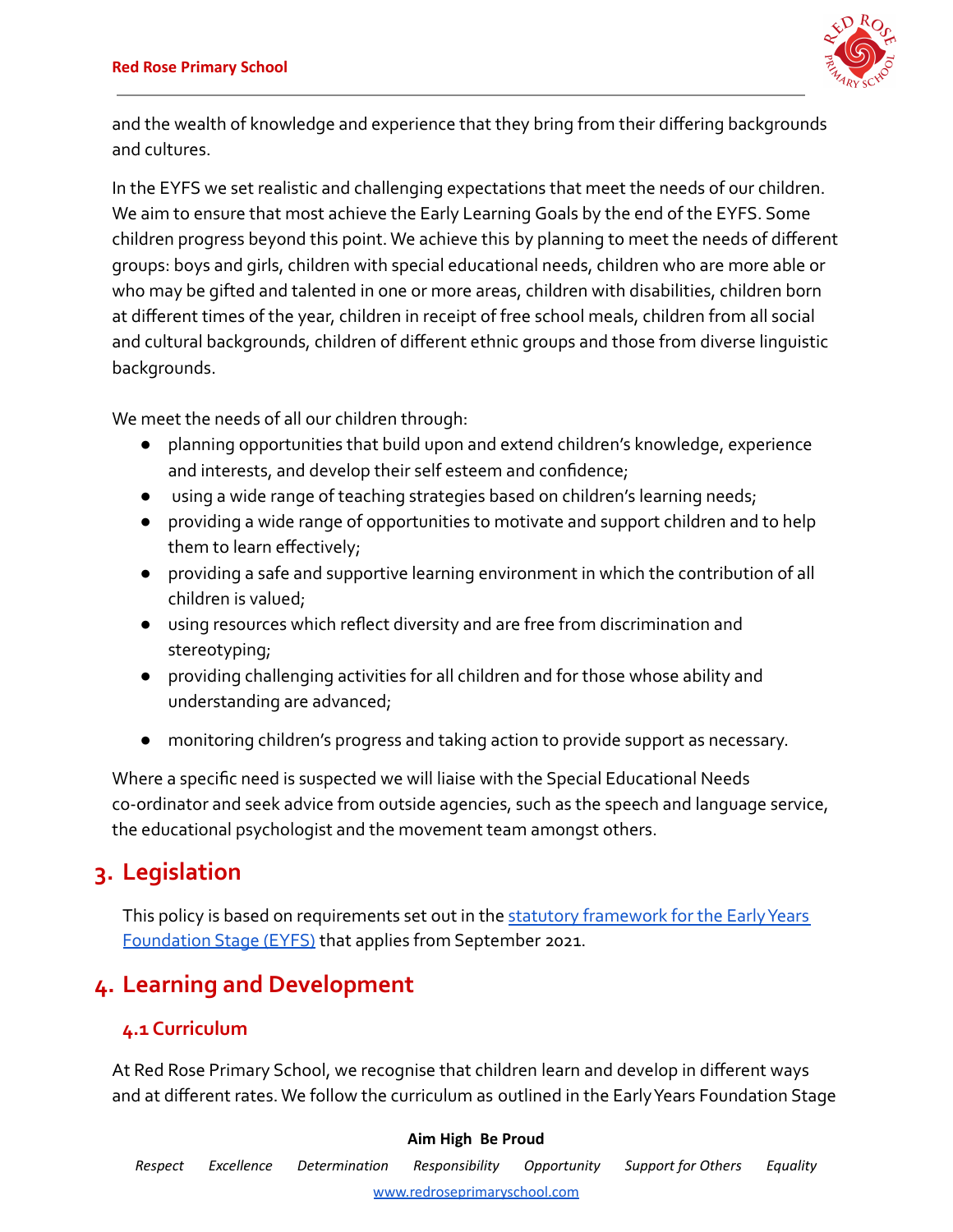and the wealth of knowledge and experience that they bring from their differing backgrounds and cultures.

In the EYFS we set realistic and challenging expectations that meet the needs of our children. We aim to ensure that most achieve the Early Learning Goals by the end of the EYFS. Some children progress beyond this point. We achieve this by planning to meet the needs of different groups: boys and girls, children with special educational needs, children who are more able or who may be gifted and talented in one or more areas, children with disabilities, children born at different times of the year, children in receipt of free school meals, children from all social and cultural backgrounds, children of different ethnic groups and those from diverse linguistic backgrounds.

We meet the needs of all our children through:

- planning opportunities that build upon and extend children's knowledge, experience and interests, and develop their self esteem and confidence;
- using a wide range of teaching strategies based on children's learning needs;
- providing a wide range of opportunities to motivate and support children and to help them to learn effectively;
- providing a safe and supportive learning environment in which the contribution of all children is valued;
- using resources which reflect diversity and are free from discrimination and stereotyping;
- providing challenging activities for all children and for those whose ability and understanding are advanced;
- monitoring children's progress and taking action to provide support as necessary.

Where a specific need is suspected we will liaise with the Special Educational Needs co-ordinator and seek advice from outside agencies, such as the speech and language service, the educational psychologist and the movement team amongst others.

## 3. Legislation

This policy is based on requirements set out in the [statutory framework for the Early Years Foundation Stage (EYFS)]() that applies from September 2021.

## 4. Learning and Development

### 4.1 Curriculum

At Red Rose Primary School, we recognise that children learn and develop in different ways and at different rates. We follow the curriculum as outlined in the Early Years Foundation Stage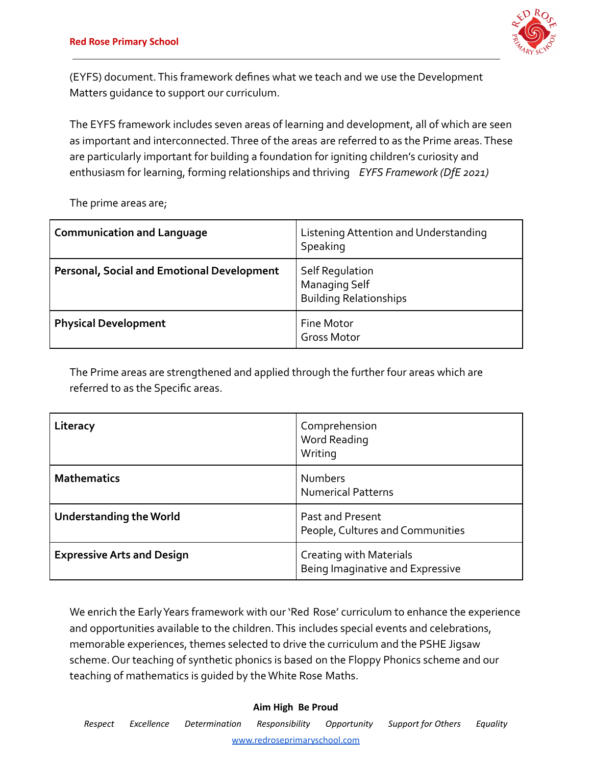(EYFS) document. This framework defines what we teach and we use the Development Matters guidance to support our curriculum.

The EYFS framework includes seven areas of learning and development, all of which are seen as important and interconnected. Three of the areas are referred to as the Prime areas. These are particularly important for building a foundation for igniting children's curiosity and enthusiasm for learning, forming relationships and thriving *EYFS Framework (DfE 2021)*

The prime areas are;

| | |
|---|---|
| **Communication and Language** | Listening Attention and Understanding<br>Speaking |
| **Personal, Social and Emotional Development** | Self Regulation<br>Managing Self<br>Building Relationships |
| **Physical Development** | Fine Motor<br>Gross Motor |

The Prime areas are strengthened and applied through the further four areas which are referred to as the Specific areas.

| | |
|---|---|
| **Literacy** | Comprehension<br>Word Reading<br>Writing |
| **Mathematics** | Numbers<br>Numerical Patterns |
| **Understanding the World** | Past and Present<br>People, Cultures and Communities |
| **Expressive Arts and Design** | Creating with Materials<br>Being Imaginative and Expressive |

We enrich the Early Years framework with our 'Red Rose' curriculum to enhance the experience and opportunities available to the children. This includes special events and celebrations, memorable experiences, themes selected to drive the curriculum and the PSHE Jigsaw scheme. Our teaching of synthetic phonics is based on the Floppy Phonics scheme and our teaching of mathematics is guided by the White Rose Maths.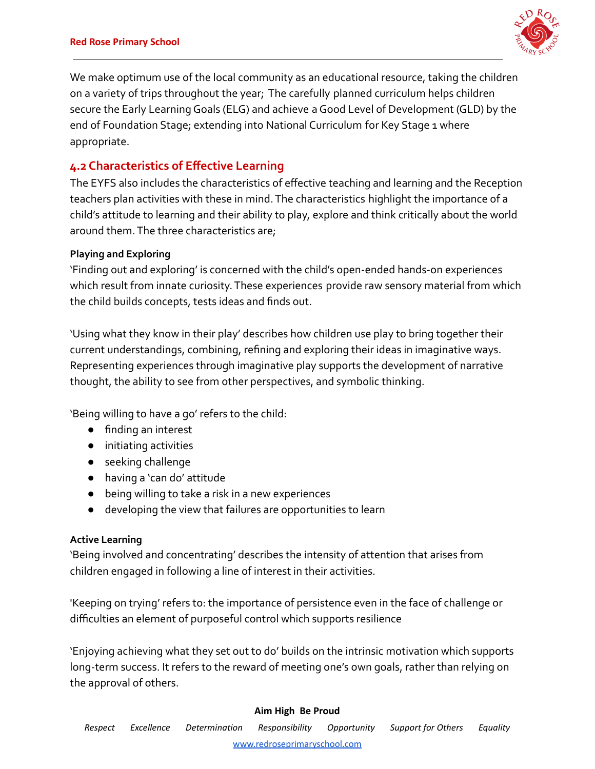We make optimum use of the local community as an educational resource, taking the children on a variety of trips throughout the year; The carefully planned curriculum helps children secure the Early Learning Goals (ELG) and achieve a Good Level of Development (GLD) by the end of Foundation Stage; extending into National Curriculum for Key Stage 1 where appropriate.

## 4.2 Characteristics of Effective Learning

The EYFS also includes the characteristics of effective teaching and learning and the Reception teachers plan activities with these in mind. The characteristics highlight the importance of a child's attitude to learning and their ability to play, explore and think critically about the world around them. The three characteristics are;

**Playing and Exploring**

'Finding out and exploring' is concerned with the child's open-ended hands-on experiences which result from innate curiosity. These experiences provide raw sensory material from which the child builds concepts, tests ideas and finds out.

'Using what they know in their play' describes how children use play to bring together their current understandings, combining, refining and exploring their ideas in imaginative ways. Representing experiences through imaginative play supports the development of narrative thought, the ability to see from other perspectives, and symbolic thinking.

'Being willing to have a go' refers to the child:

- finding an interest
- initiating activities
- seeking challenge
- having a 'can do' attitude
- being willing to take a risk in a new experiences
- developing the view that failures are opportunities to learn

**Active Learning**

'Being involved and concentrating' describes the intensity of attention that arises from children engaged in following a line of interest in their activities.

'Keeping on trying' refers to: the importance of persistence even in the face of challenge or difficulties an element of purposeful control which supports resilience

'Enjoying achieving what they set out to do' builds on the intrinsic motivation which supports long-term success. It refers to the reward of meeting one's own goals, rather than relying on the approval of others.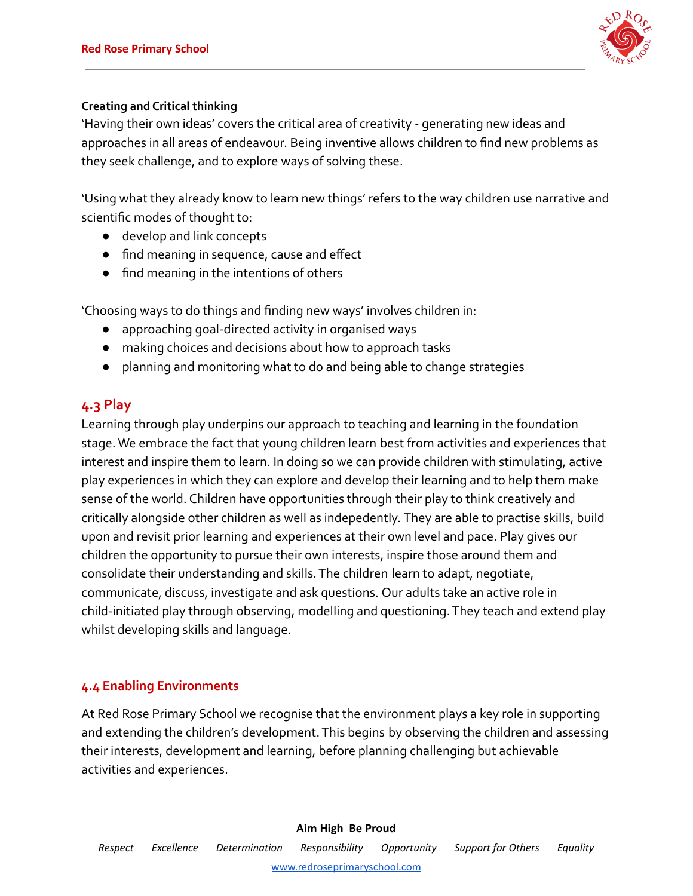**Creating and Critical thinking**

'Having their own ideas' covers the critical area of creativity - generating new ideas and approaches in all areas of endeavour. Being inventive allows children to find new problems as they seek challenge, and to explore ways of solving these.

'Using what they already know to learn new things' refers to the way children use narrative and scientific modes of thought to:

- develop and link concepts
- find meaning in sequence, cause and effect
- find meaning in the intentions of others

'Choosing ways to do things and finding new ways' involves children in:

- approaching goal-directed activity in organised ways
- making choices and decisions about how to approach tasks
- planning and monitoring what to do and being able to change strategies

## 4.3 Play

Learning through play underpins our approach to teaching and learning in the foundation stage. We embrace the fact that young children learn best from activities and experiences that interest and inspire them to learn. In doing so we can provide children with stimulating, active play experiences in which they can explore and develop their learning and to help them make sense of the world. Children have opportunities through their play to think creatively and critically alongside other children as well as indepedently. They are able to practise skills, build upon and revisit prior learning and experiences at their own level and pace. Play gives our children the opportunity to pursue their own interests, inspire those around them and consolidate their understanding and skills. The children learn to adapt, negotiate, communicate, discuss, investigate and ask questions. Our adults take an active role in child-initiated play through observing, modelling and questioning. They teach and extend play whilst developing skills and language.

## 4.4 Enabling Environments

At Red Rose Primary School we recognise that the environment plays a key role in supporting and extending the children's development. This begins by observing the children and assessing their interests, development and learning, before planning challenging but achievable activities and experiences.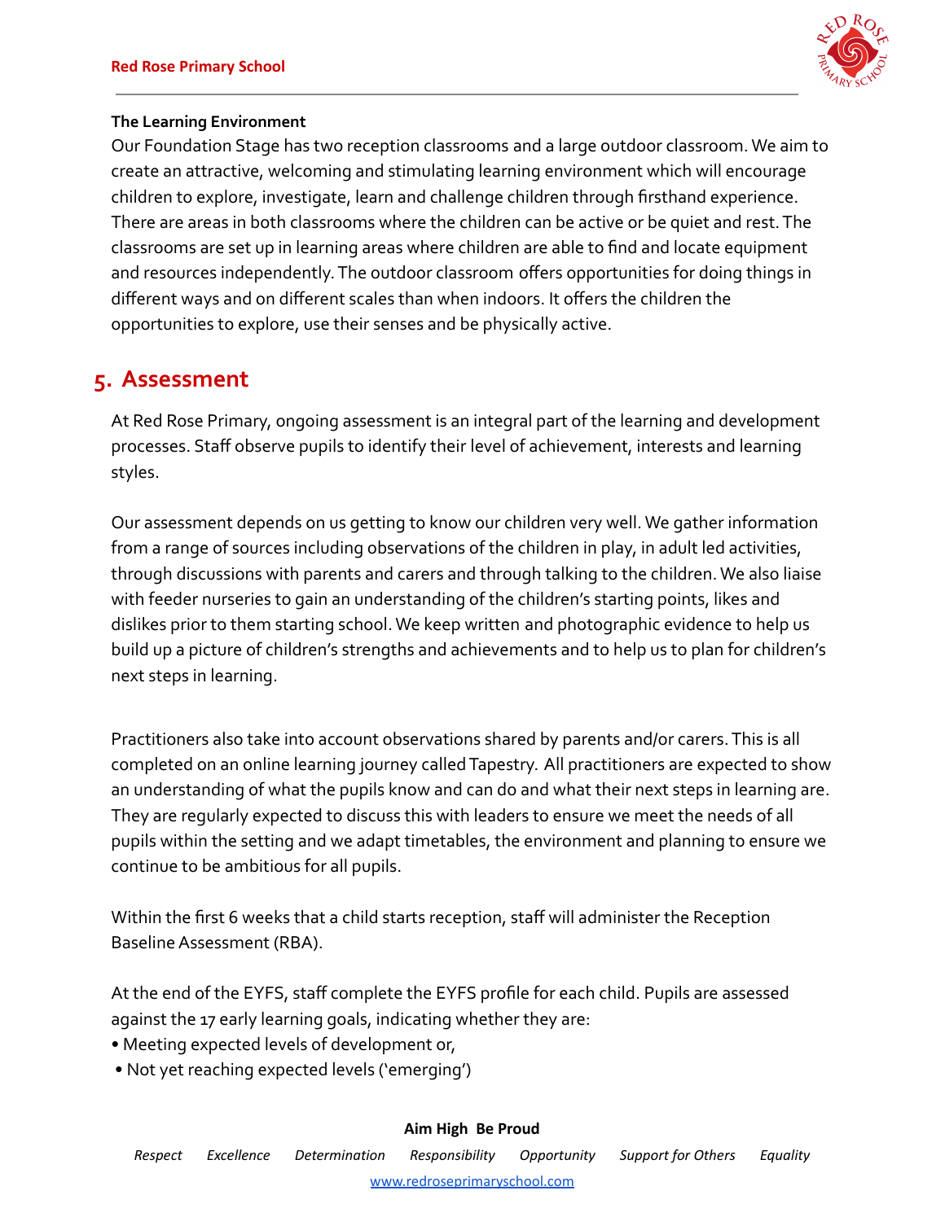**The Learning Environment**

Our Foundation Stage has two reception classrooms and a large outdoor classroom. We aim to create an attractive, welcoming and stimulating learning environment which will encourage children to explore, investigate, learn and challenge children through firsthand experience. There are areas in both classrooms where the children can be active or be quiet and rest. The classrooms are set up in learning areas where children are able to find and locate equipment and resources independently. The outdoor classroom offers opportunities for doing things in different ways and on different scales than when indoors. It offers the children the opportunities to explore, use their senses and be physically active.

## 5. Assessment

At Red Rose Primary, ongoing assessment is an integral part of the learning and development processes. Staff observe pupils to identify their level of achievement, interests and learning styles.

Our assessment depends on us getting to know our children very well. We gather information from a range of sources including observations of the children in play, in adult led activities, through discussions with parents and carers and through talking to the children. We also liaise with feeder nurseries to gain an understanding of the children's starting points, likes and dislikes prior to them starting school. We keep written and photographic evidence to help us build up a picture of children's strengths and achievements and to help us to plan for children's next steps in learning.

Practitioners also take into account observations shared by parents and/or carers. This is all completed on an online learning journey called Tapestry. All practitioners are expected to show an understanding of what the pupils know and can do and what their next steps in learning are. They are regularly expected to discuss this with leaders to ensure we meet the needs of all pupils within the setting and we adapt timetables, the environment and planning to ensure we continue to be ambitious for all pupils.

Within the first 6 weeks that a child starts reception, staff will administer the Reception Baseline Assessment (RBA).

At the end of the EYFS, staff complete the EYFS profile for each child. Pupils are assessed against the 17 early learning goals, indicating whether they are:

- Meeting expected levels of development or,
- Not yet reaching expected levels ('emerging')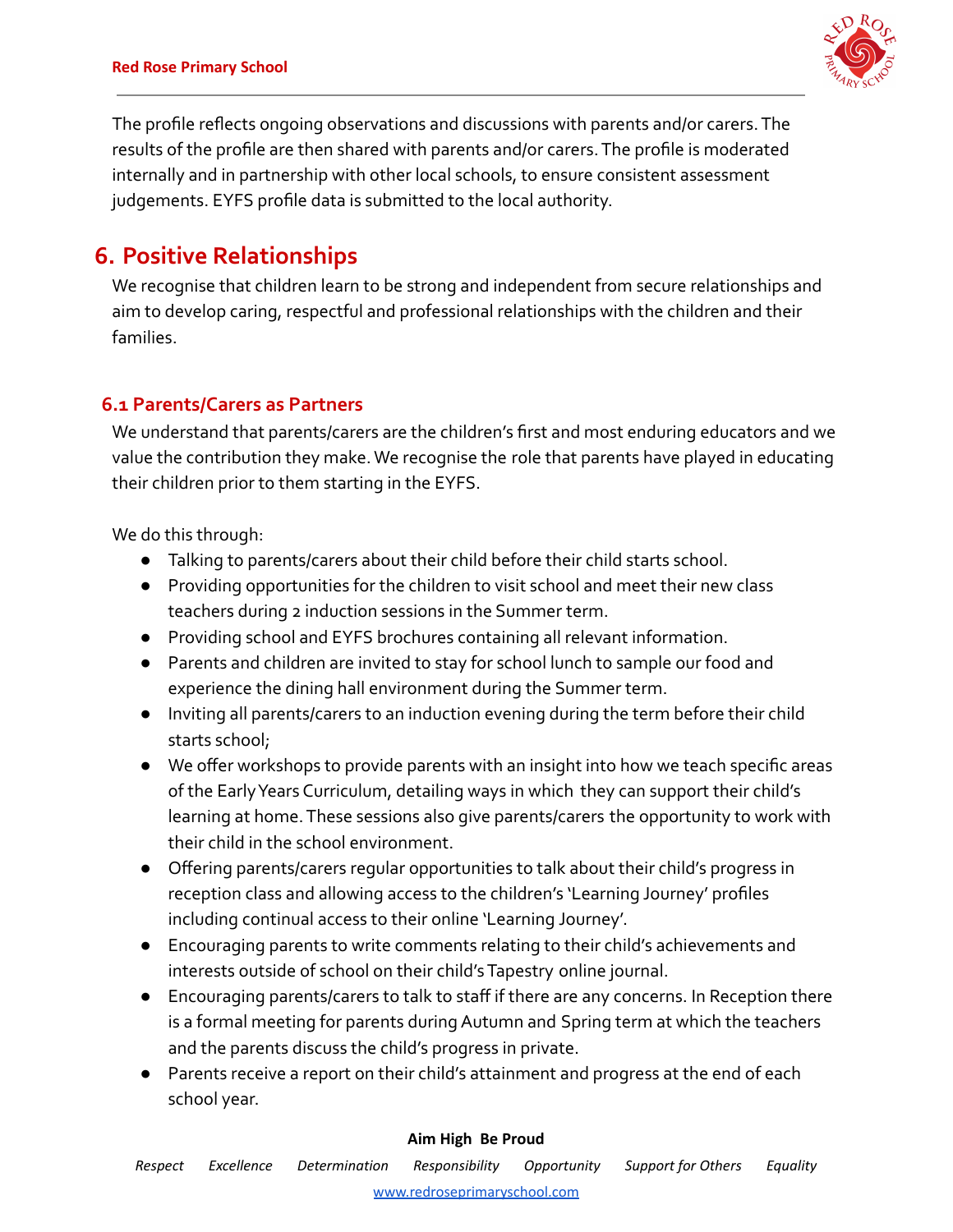The profile reflects ongoing observations and discussions with parents and/or carers. The results of the profile are then shared with parents and/or carers. The profile is moderated internally and in partnership with other local schools, to ensure consistent assessment judgements. EYFS profile data is submitted to the local authority.

# 6. Positive Relationships

We recognise that children learn to be strong and independent from secure relationships and aim to develop caring, respectful and professional relationships with the children and their families.

## 6.1 Parents/Carers as Partners

We understand that parents/carers are the children's first and most enduring educators and we value the contribution they make. We recognise the role that parents have played in educating their children prior to them starting in the EYFS.

We do this through:

- Talking to parents/carers about their child before their child starts school.
- Providing opportunities for the children to visit school and meet their new class teachers during 2 induction sessions in the Summer term.
- Providing school and EYFS brochures containing all relevant information.
- Parents and children are invited to stay for school lunch to sample our food and experience the dining hall environment during the Summer term.
- Inviting all parents/carers to an induction evening during the term before their child starts school;
- We offer workshops to provide parents with an insight into how we teach specific areas of the Early Years Curriculum, detailing ways in which they can support their child's learning at home. These sessions also give parents/carers the opportunity to work with their child in the school environment.
- Offering parents/carers regular opportunities to talk about their child's progress in reception class and allowing access to the children's 'Learning Journey' profiles including continual access to their online 'Learning Journey'.
- Encouraging parents to write comments relating to their child's achievements and interests outside of school on their child's Tapestry online journal.
- Encouraging parents/carers to talk to staff if there are any concerns. In Reception there is a formal meeting for parents during Autumn and Spring term at which the teachers and the parents discuss the child's progress in private.
- Parents receive a report on their child's attainment and progress at the end of each school year.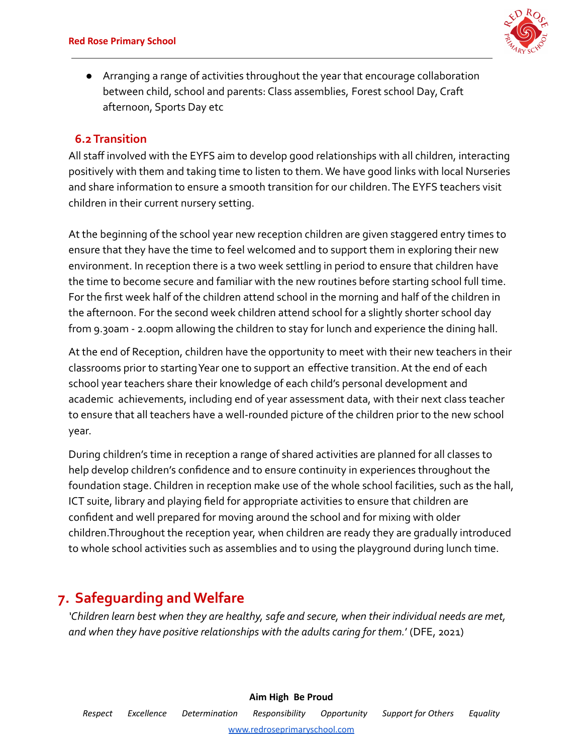- Arranging a range of activities throughout the year that encourage collaboration between child, school and parents: Class assemblies, Forest school Day, Craft afternoon, Sports Day etc

### 6.2 Transition

All staff involved with the EYFS aim to develop good relationships with all children, interacting positively with them and taking time to listen to them. We have good links with local Nurseries and share information to ensure a smooth transition for our children. The EYFS teachers visit children in their current nursery setting.

At the beginning of the school year new reception children are given staggered entry times to ensure that they have the time to feel welcomed and to support them in exploring their new environment. In reception there is a two week settling in period to ensure that children have the time to become secure and familiar with the new routines before starting school full time. For the first week half of the children attend school in the morning and half of the children in the afternoon. For the second week children attend school for a slightly shorter school day from 9.30am - 2.00pm allowing the children to stay for lunch and experience the dining hall.

At the end of Reception, children have the opportunity to meet with their new teachers in their classrooms prior to starting Year one to support an effective transition. At the end of each school year teachers share their knowledge of each child's personal development and academic achievements, including end of year assessment data, with their next class teacher to ensure that all teachers have a well-rounded picture of the children prior to the new school year.

During children's time in reception a range of shared activities are planned for all classes to help develop children's confidence and to ensure continuity in experiences throughout the foundation stage. Children in reception make use of the whole school facilities, such as the hall, ICT suite, library and playing field for appropriate activities to ensure that children are confident and well prepared for moving around the school and for mixing with older children.Throughout the reception year, when children are ready they are gradually introduced to whole school activities such as assemblies and to using the playground during lunch time.

## 7. Safeguarding and Welfare

*'Children learn best when they are healthy, safe and secure, when their individual needs are met, and when they have positive relationships with the adults caring for them.'* (DFE, 2021)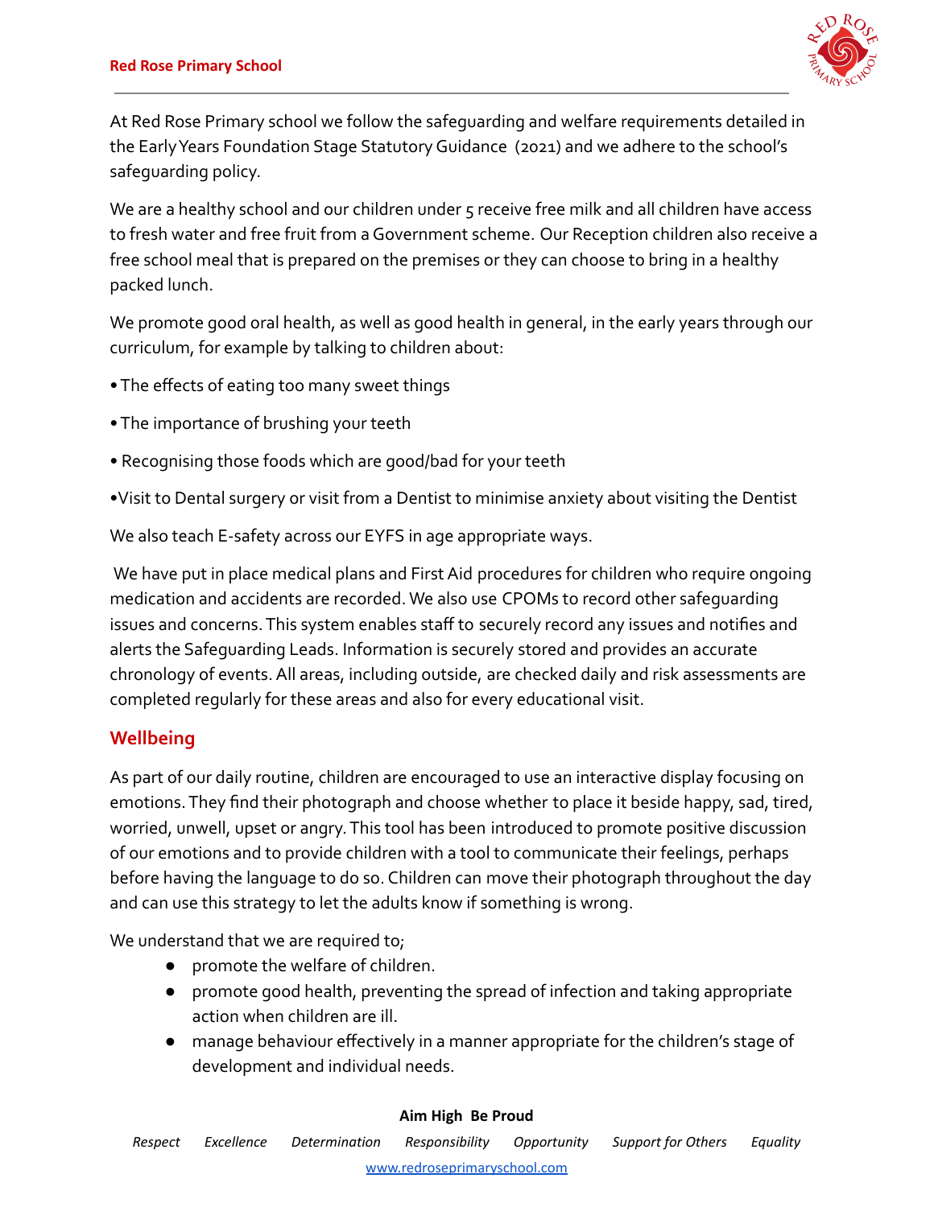At Red Rose Primary school we follow the safeguarding and welfare requirements detailed in the Early Years Foundation Stage Statutory Guidance (2021) and we adhere to the school's safeguarding policy.

We are a healthy school and our children under 5 receive free milk and all children have access to fresh water and free fruit from a Government scheme. Our Reception children also receive a free school meal that is prepared on the premises or they can choose to bring in a healthy packed lunch.

We promote good oral health, as well as good health in general, in the early years through our curriculum, for example by talking to children about:

- The effects of eating too many sweet things
- The importance of brushing your teeth
- Recognising those foods which are good/bad for your teeth
- Visit to Dental surgery or visit from a Dentist to minimise anxiety about visiting the Dentist

We also teach E-safety across our EYFS in age appropriate ways.

We have put in place medical plans and First Aid procedures for children who require ongoing medication and accidents are recorded. We also use CPOMs to record other safeguarding issues and concerns. This system enables staff to securely record any issues and notifies and alerts the Safeguarding Leads. Information is securely stored and provides an accurate chronology of events. All areas, including outside, are checked daily and risk assessments are completed regularly for these areas and also for every educational visit.

## Wellbeing

As part of our daily routine, children are encouraged to use an interactive display focusing on emotions. They find their photograph and choose whether to place it beside happy, sad, tired, worried, unwell, upset or angry. This tool has been introduced to promote positive discussion of our emotions and to provide children with a tool to communicate their feelings, perhaps before having the language to do so. Children can move their photograph throughout the day and can use this strategy to let the adults know if something is wrong.

We understand that we are required to;

- promote the welfare of children.
- promote good health, preventing the spread of infection and taking appropriate action when children are ill.
- manage behaviour effectively in a manner appropriate for the children's stage of development and individual needs.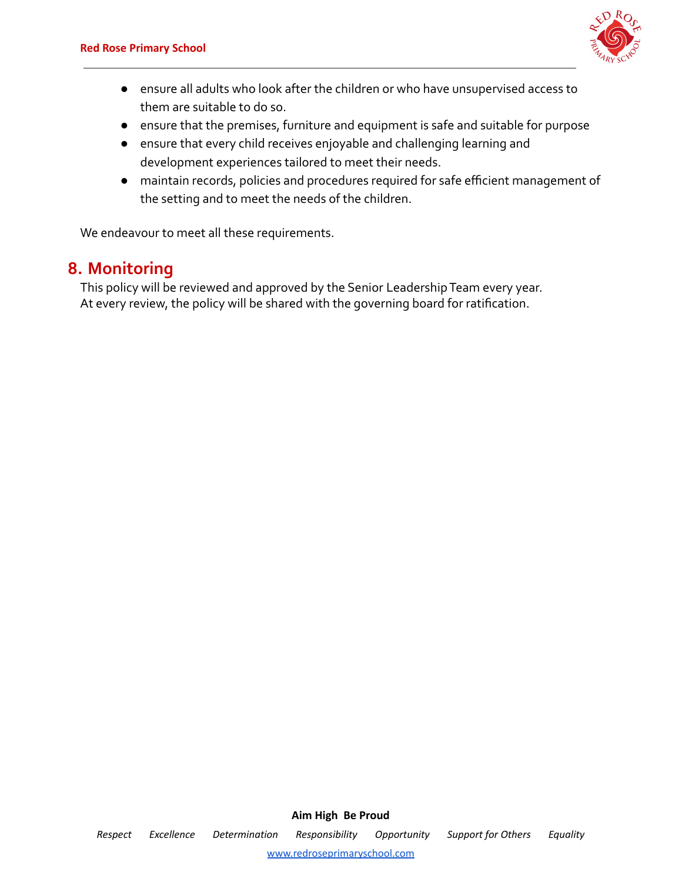- ensure all adults who look after the children or who have unsupervised access to them are suitable to do so.
- ensure that the premises, furniture and equipment is safe and suitable for purpose
- ensure that every child receives enjoyable and challenging learning and development experiences tailored to meet their needs.
- maintain records, policies and procedures required for safe efficient management of the setting and to meet the needs of the children.

We endeavour to meet all these requirements.

## 8. Monitoring

This policy will be reviewed and approved by the Senior Leadership Team every year. At every review, the policy will be shared with the governing board for ratification.